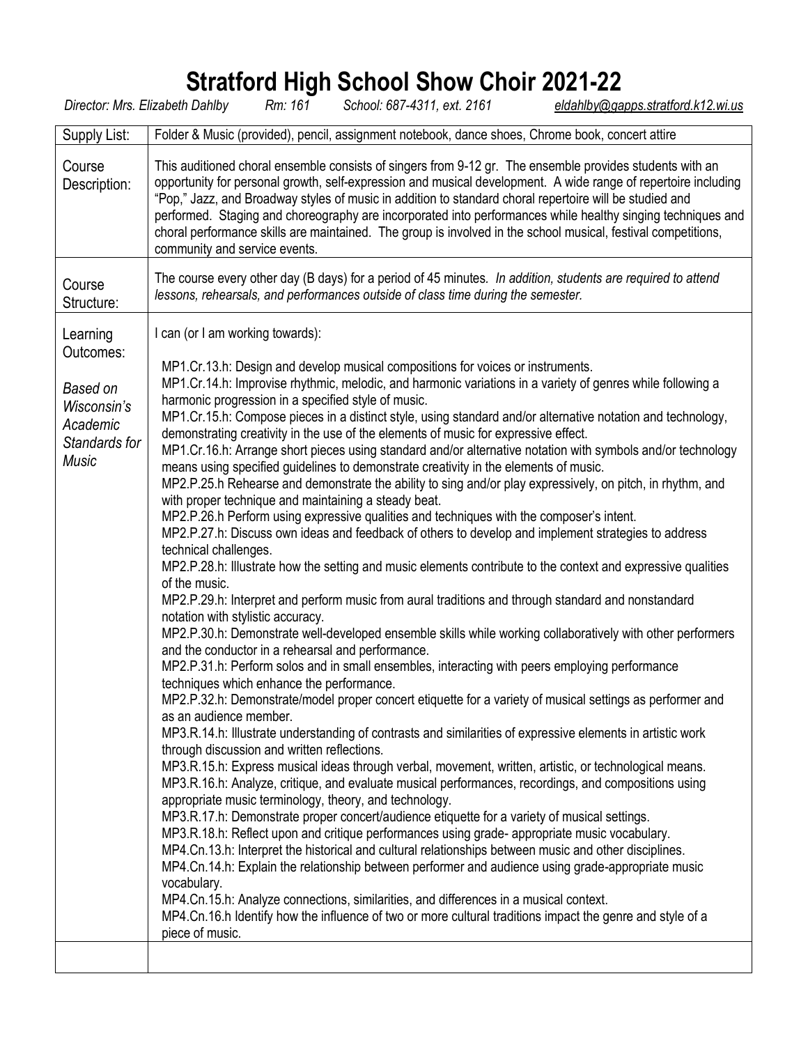# Stratford High School Show Choir 2021-22

*Director: Mrs. Elizabeth Dahlby Rm: 161 School: 687-4311, ext. 2161 eldahlby@gapps.stratford.k12.wi.us*

| | |
|---|---|
| Supply List: | Folder & Music (provided), pencil, assignment notebook, dance shoes, Chrome book, concert attire |
| Course Description: | This auditioned choral ensemble consists of singers from 9-12 gr. The ensemble provides students with an opportunity for personal growth, self-expression and musical development. A wide range of repertoire including "Pop," Jazz, and Broadway styles of music in addition to standard choral repertoire will be studied and performed. Staging and choreography are incorporated into performances while healthy singing techniques and choral performance skills are maintained. The group is involved in the school musical, festival competitions, community and service events. |
| Course Structure: | The course every other day (B days) for a period of 45 minutes. *In addition, students are required to attend lessons, rehearsals, and performances outside of class time during the semester.* |
| Learning Outcomes: *Based on Wisconsin's Academic Standards for Music* | I can (or I am working towards):<br><br>MP1.Cr.13.h: Design and develop musical compositions for voices or instruments.<br>MP1.Cr.14.h: Improvise rhythmic, melodic, and harmonic variations in a variety of genres while following a harmonic progression in a specified style of music.<br>MP1.Cr.15.h: Compose pieces in a distinct style, using standard and/or alternative notation and technology, demonstrating creativity in the use of the elements of music for expressive effect.<br>MP1.Cr.16.h: Arrange short pieces using standard and/or alternative notation with symbols and/or technology means using specified guidelines to demonstrate creativity in the elements of music.<br>MP2.P.25.h Rehearse and demonstrate the ability to sing and/or play expressively, on pitch, in rhythm, and with proper technique and maintaining a steady beat.<br>MP2.P.26.h Perform using expressive qualities and techniques with the composer's intent.<br>MP2.P.27.h: Discuss own ideas and feedback of others to develop and implement strategies to address technical challenges.<br>MP2.P.28.h: Illustrate how the setting and music elements contribute to the context and expressive qualities of the music.<br>MP2.P.29.h: Interpret and perform music from aural traditions and through standard and nonstandard notation with stylistic accuracy.<br>MP2.P.30.h: Demonstrate well-developed ensemble skills while working collaboratively with other performers and the conductor in a rehearsal and performance.<br>MP2.P.31.h: Perform solos and in small ensembles, interacting with peers employing performance techniques which enhance the performance.<br>MP2.P.32.h: Demonstrate/model proper concert etiquette for a variety of musical settings as performer and as an audience member.<br>MP3.R.14.h: Illustrate understanding of contrasts and similarities of expressive elements in artistic work through discussion and written reflections.<br>MP3.R.15.h: Express musical ideas through verbal, movement, written, artistic, or technological means.<br>MP3.R.16.h: Analyze, critique, and evaluate musical performances, recordings, and compositions using appropriate music terminology, theory, and technology.<br>MP3.R.17.h: Demonstrate proper concert/audience etiquette for a variety of musical settings.<br>MP3.R.18.h: Reflect upon and critique performances using grade- appropriate music vocabulary.<br>MP4.Cn.13.h: Interpret the historical and cultural relationships between music and other disciplines.<br>MP4.Cn.14.h: Explain the relationship between performer and audience using grade-appropriate music vocabulary.<br>MP4.Cn.15.h: Analyze connections, similarities, and differences in a musical context.<br>MP4.Cn.16.h Identify how the influence of two or more cultural traditions impact the genre and style of a piece of music. |
| | |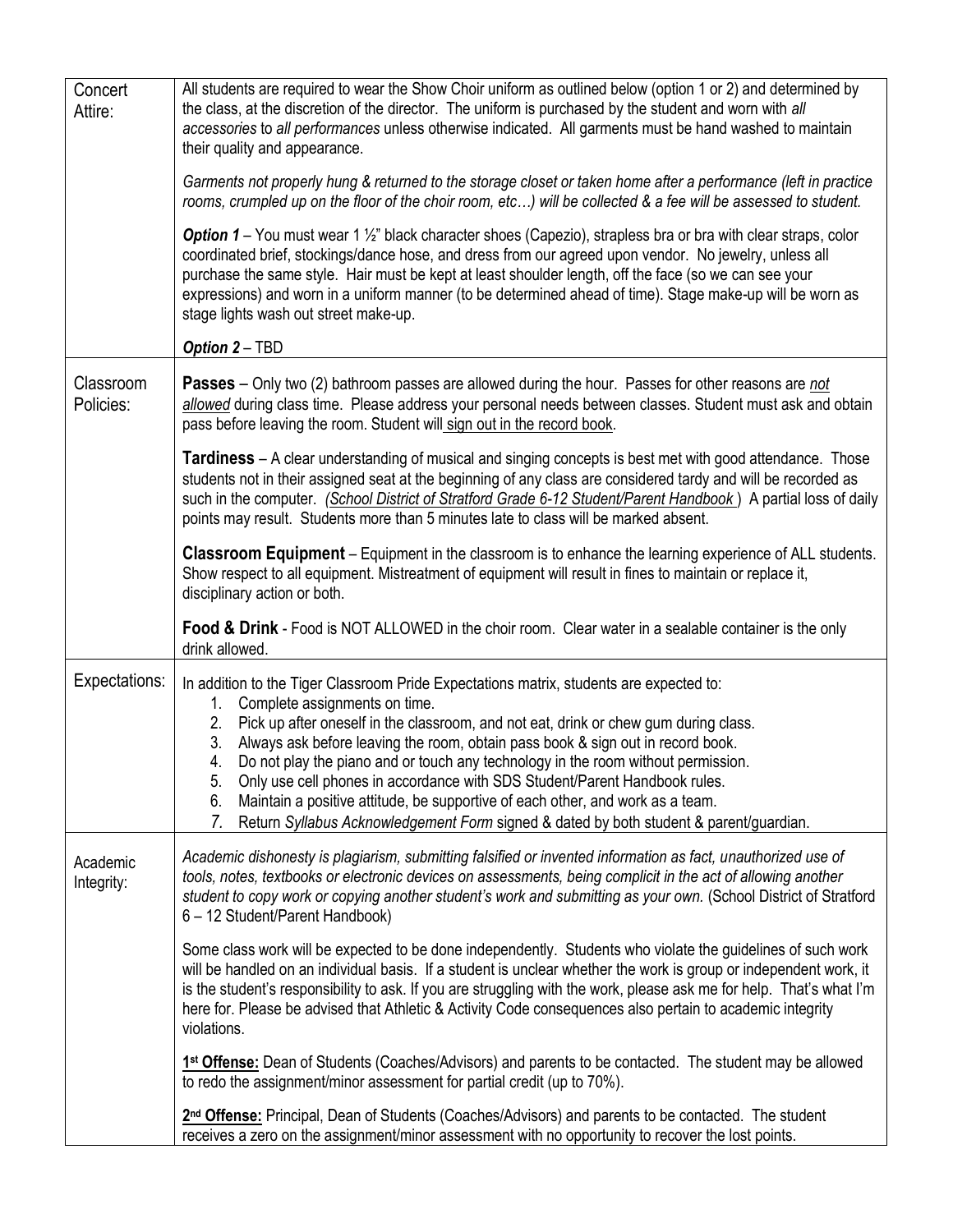| | |
|---|---|
| Concert Attire: | All students are required to wear the Show Choir uniform as outlined below (option 1 or 2) and determined by the class, at the discretion of the director. The uniform is purchased by the student and worn with *all accessories* to *all performances* unless otherwise indicated. All garments must be hand washed to maintain their quality and appearance.<br><br>*Garments not properly hung & returned to the storage closet or taken home after a performance (left in practice rooms, crumpled up on the floor of the choir room, etc…) will be collected & a fee will be assessed to student.*<br><br>***Option 1*** – You must wear 1 ½" black character shoes (Capezio), strapless bra or bra with clear straps, color coordinated brief, stockings/dance hose, and dress from our agreed upon vendor. No jewelry, unless all purchase the same style. Hair must be kept at least shoulder length, off the face (so we can see your expressions) and worn in a uniform manner (to be determined ahead of time). Stage make-up will be worn as stage lights wash out street make-up.<br><br>***Option 2*** – TBD |
| Classroom Policies: | **Passes** – Only two (2) bathroom passes are allowed during the hour. Passes for other reasons are <u>*not allowed*</u> during class time. Please address your personal needs between classes. Student must ask and obtain pass before leaving the room. Student will <u>sign out in the record book</u>.<br><br>**Tardiness** – A clear understanding of musical and singing concepts is best met with good attendance. Those students not in their assigned seat at the beginning of any class are considered tardy and will be recorded as such in the computer. <u>*(School District of Stratford Grade 6-12 Student/Parent Handbook*</u>*)* A partial loss of daily points may result. Students more than 5 minutes late to class will be marked absent.<br><br>**Classroom Equipment** – Equipment in the classroom is to enhance the learning experience of ALL students. Show respect to all equipment. Mistreatment of equipment will result in fines to maintain or replace it, disciplinary action or both.<br><br>**Food & Drink** - Food is NOT ALLOWED in the choir room. Clear water in a sealable container is the only drink allowed. |
| Expectations: | In addition to the Tiger Classroom Pride Expectations matrix, students are expected to:<br>1. Complete assignments on time.<br>2. Pick up after oneself in the classroom, and not eat, drink or chew gum during class.<br>3. Always ask before leaving the room, obtain pass book & sign out in record book.<br>4. Do not play the piano and or touch any technology in the room without permission.<br>5. Only use cell phones in accordance with SDS Student/Parent Handbook rules.<br>6. Maintain a positive attitude, be supportive of each other, and work as a team.<br>7. Return *Syllabus Acknowledgement Form* signed & dated by both student & parent/guardian. |
| Academic Integrity: | *Academic dishonesty is plagiarism, submitting falsified or invented information as fact, unauthorized use of tools, notes, textbooks or electronic devices on assessments, being complicit in the act of allowing another student to copy work or copying another student's work and submitting as your own.* (School District of Stratford 6 – 12 Student/Parent Handbook)<br><br>Some class work will be expected to be done independently. Students who violate the guidelines of such work will be handled on an individual basis. If a student is unclear whether the work is group or independent work, it is the student's responsibility to ask. If you are struggling with the work, please ask me for help. That's what I'm here for. Please be advised that Athletic & Activity Code consequences also pertain to academic integrity violations.<br><br><u>**1st Offense:**</u> Dean of Students (Coaches/Advisors) and parents to be contacted. The student may be allowed to redo the assignment/minor assessment for partial credit (up to 70%).<br><br><u>**2nd Offense:**</u> Principal, Dean of Students (Coaches/Advisors) and parents to be contacted. The student receives a zero on the assignment/minor assessment with no opportunity to recover the lost points. |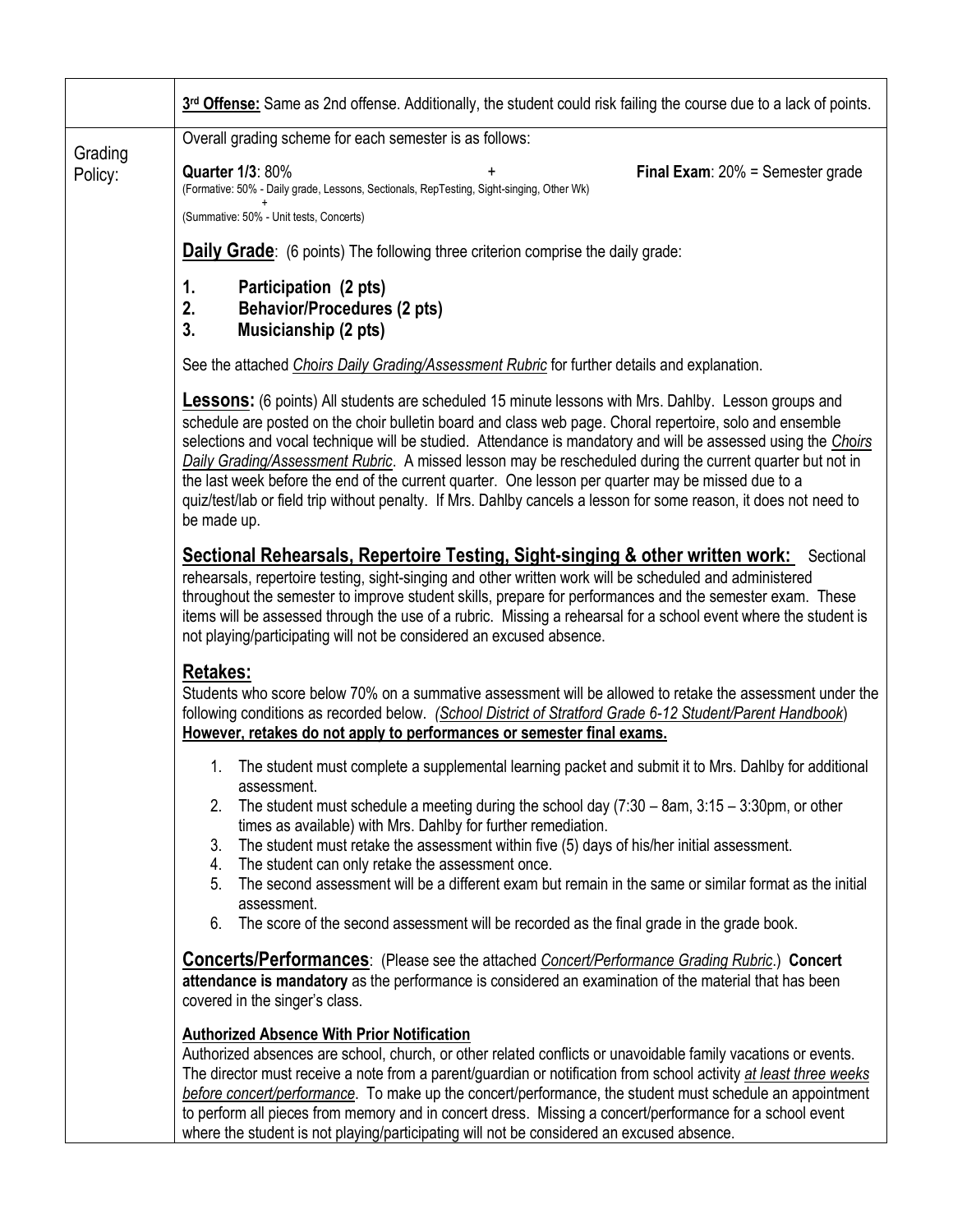| | |
|---|---|
| | **3rd Offense:** Same as 2nd offense. Additionally, the student could risk failing the course due to a lack of points. |
| Grading Policy: | Overall grading scheme for each semester is as follows:<br><br>**Quarter 1/3**: 80% + **Final Exam**: 20% = Semester grade<br>(Formative: 50% - Daily grade, Lessons, Sectionals, RepTesting, Sight-singing, Other Wk)<br>+<br>(Summative: 50% - Unit tests, Concerts)<br><br>**Daily Grade**: (6 points) The following three criterion comprise the daily grade:<br><br>1. **Participation (2 pts)**<br>2. **Behavior/Procedures (2 pts)**<br>3. **Musicianship (2 pts)**<br><br>See the attached *Choirs Daily Grading/Assessment Rubric* for further details and explanation.<br><br>**Lessons:** (6 points) All students are scheduled 15 minute lessons with Mrs. Dahlby. Lesson groups and schedule are posted on the choir bulletin board and class web page. Choral repertoire, solo and ensemble selections and vocal technique will be studied. Attendance is mandatory and will be assessed using the *Choirs Daily Grading/Assessment Rubric*. A missed lesson may be rescheduled during the current quarter but not in the last week before the end of the current quarter. One lesson per quarter may be missed due to a quiz/test/lab or field trip without penalty. If Mrs. Dahlby cancels a lesson for some reason, it does not need to be made up.<br><br>**Sectional Rehearsals, Repertoire Testing, Sight-singing & other written work:** Sectional rehearsals, repertoire testing, sight-singing and other written work will be scheduled and administered throughout the semester to improve student skills, prepare for performances and the semester exam. These items will be assessed through the use of a rubric. Missing a rehearsal for a school event where the student is not playing/participating will not be considered an excused absence.<br><br>**Retakes:**<br>Students who score below 70% on a summative assessment will be allowed to retake the assessment under the following conditions as recorded below. *(School District of Stratford Grade 6-12 Student/Parent Handbook)* **However, retakes do not apply to performances or semester final exams.**<br><br>1. The student must complete a supplemental learning packet and submit it to Mrs. Dahlby for additional assessment.<br>2. The student must schedule a meeting during the school day (7:30 – 8am, 3:15 – 3:30pm, or other times as available) with Mrs. Dahlby for further remediation.<br>3. The student must retake the assessment within five (5) days of his/her initial assessment.<br>4. The student can only retake the assessment once.<br>5. The second assessment will be a different exam but remain in the same or similar format as the initial assessment.<br>6. The score of the second assessment will be recorded as the final grade in the grade book.<br><br>**Concerts/Performances**: (Please see the attached *Concert/Performance Grading Rubric*.) **Concert attendance is mandatory** as the performance is considered an examination of the material that has been covered in the singer's class.<br><br>**Authorized Absence With Prior Notification**<br>Authorized absences are school, church, or other related conflicts or unavoidable family vacations or events. The director must receive a note from a parent/guardian or notification from school activity *at least three weeks before concert/performance*. To make up the concert/performance, the student must schedule an appointment to perform all pieces from memory and in concert dress. Missing a concert/performance for a school event where the student is not playing/participating will not be considered an excused absence. |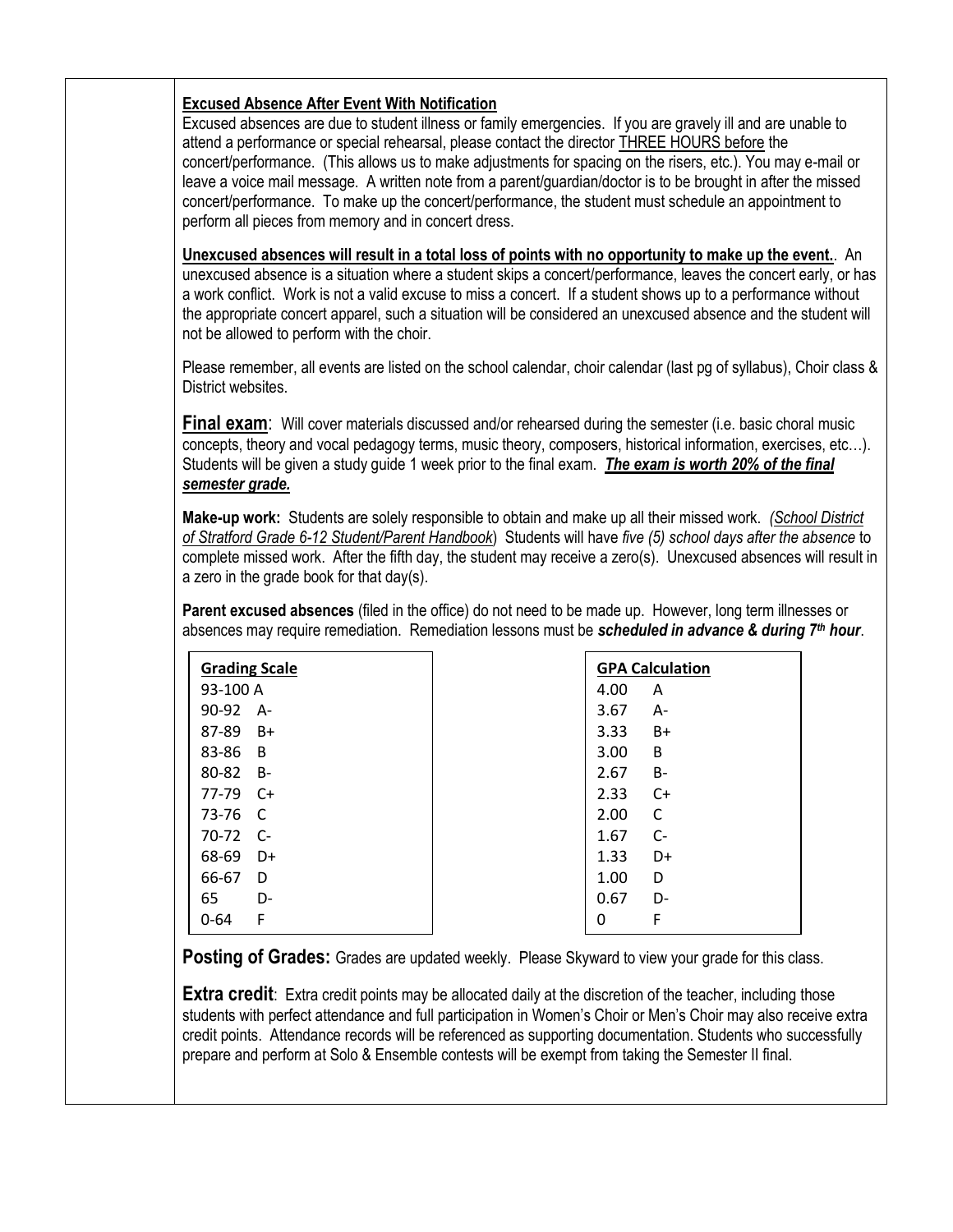**<u>Excused Absence After Event With Notification</u>**
Excused absences are due to student illness or family emergencies. If you are gravely ill and are unable to attend a performance or special rehearsal, please contact the director <u>THREE HOURS before</u> the concert/performance. (This allows us to make adjustments for spacing on the risers, etc.). You may e-mail or leave a voice mail message. A written note from a parent/guardian/doctor is to be brought in after the missed concert/performance. To make up the concert/performance, the student must schedule an appointment to perform all pieces from memory and in concert dress.

**<u>Unexcused absences will result in a total loss of points with no opportunity to make up the event.</u>**. An unexcused absence is a situation where a student skips a concert/performance, leaves the concert early, or has a work conflict. Work is not a valid excuse to miss a concert. If a student shows up to a performance without the appropriate concert apparel, such a situation will be considered an unexcused absence and the student will not be allowed to perform with the choir.

Please remember, all events are listed on the school calendar, choir calendar (last pg of syllabus), Choir class & District websites.

**<u>Final exam</u>**: Will cover materials discussed and/or rehearsed during the semester (i.e. basic choral music concepts, theory and vocal pedagogy terms, music theory, composers, historical information, exercises, etc…). Students will be given a study guide 1 week prior to the final exam. ***<u>The exam is worth 20% of the final semester grade.</u>***

**Make-up work:** Students are solely responsible to obtain and make up all their missed work. *(<u>School District of Stratford Grade 6-12 Student/Parent Handbook</u>)* Students will have *five (5) school days after the absence* to complete missed work. After the fifth day, the student may receive a zero(s). Unexcused absences will result in a zero in the grade book for that day(s).

**Parent excused absences** (filed in the office) do not need to be made up. However, long term illnesses or absences may require remediation. Remediation lessons must be ***scheduled in advance & during 7th hour***.

| **Grading Scale** | |
|---|---|
| 93-100 | A |
| 90-92 | A- |
| 87-89 | B+ |
| 83-86 | B |
| 80-82 | B- |
| 77-79 | C+ |
| 73-76 | C |
| 70-72 | C- |
| 68-69 | D+ |
| 66-67 | D |
| 65 | D- |
| 0-64 | F |

| **GPA Calculation** | |
|---|---|
| 4.00 | A |
| 3.67 | A- |
| 3.33 | B+ |
| 3.00 | B |
| 2.67 | B- |
| 2.33 | C+ |
| 2.00 | C |
| 1.67 | C- |
| 1.33 | D+ |
| 1.00 | D |
| 0.67 | D- |
| 0 | F |

**Posting of Grades:** Grades are updated weekly. Please Skyward to view your grade for this class.

**Extra credit**: Extra credit points may be allocated daily at the discretion of the teacher, including those students with perfect attendance and full participation in Women's Choir or Men's Choir may also receive extra credit points. Attendance records will be referenced as supporting documentation. Students who successfully prepare and perform at Solo & Ensemble contests will be exempt from taking the Semester II final.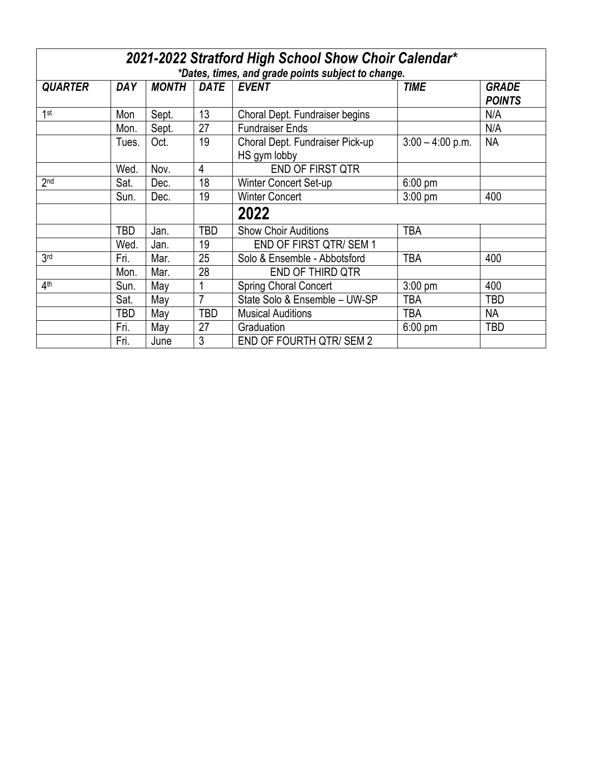## *2021-2022 Stratford High School Show Choir Calendar**

***Dates, times, and grade points subject to change.***

| ***QUARTER*** | ***DAY*** | ***MONTH*** | ***DATE*** | ***EVENT*** | ***TIME*** | ***GRADE POINTS*** |
|---|---|---|---|---|---|---|
| 1st | Mon | Sept. | 13 | Choral Dept. Fundraiser begins | | N/A |
| | Mon. | Sept. | 27 | Fundraiser Ends | | N/A |
| | Tues. | Oct. | 19 | Choral Dept. Fundraiser Pick-up HS gym lobby | 3:00 – 4:00 p.m. | NA |
| | Wed. | Nov. | 4 | END OF FIRST QTR | | |
| 2nd | Sat. | Dec. | 18 | Winter Concert Set-up | 6:00 pm | |
| | Sun. | Dec. | 19 | Winter Concert | 3:00 pm | 400 |
| | | | | **2022** | | |
| | TBD | Jan. | TBD | Show Choir Auditions | TBA | |
| | Wed. | Jan. | 19 | END OF FIRST QTR/ SEM 1 | | |
| 3rd | Fri. | Mar. | 25 | Solo & Ensemble - Abbotsford | TBA | 400 |
| | Mon. | Mar. | 28 | END OF THIRD QTR | | |
| 4th | Sun. | May | 1 | Spring Choral Concert | 3:00 pm | 400 |
| | Sat. | May | 7 | State Solo & Ensemble – UW-SP | TBA | TBD |
| | TBD | May | TBD | Musical Auditions | TBA | NA |
| | Fri. | May | 27 | Graduation | 6:00 pm | TBD |
| | Fri. | June | 3 | END OF FOURTH QTR/ SEM 2 | | |